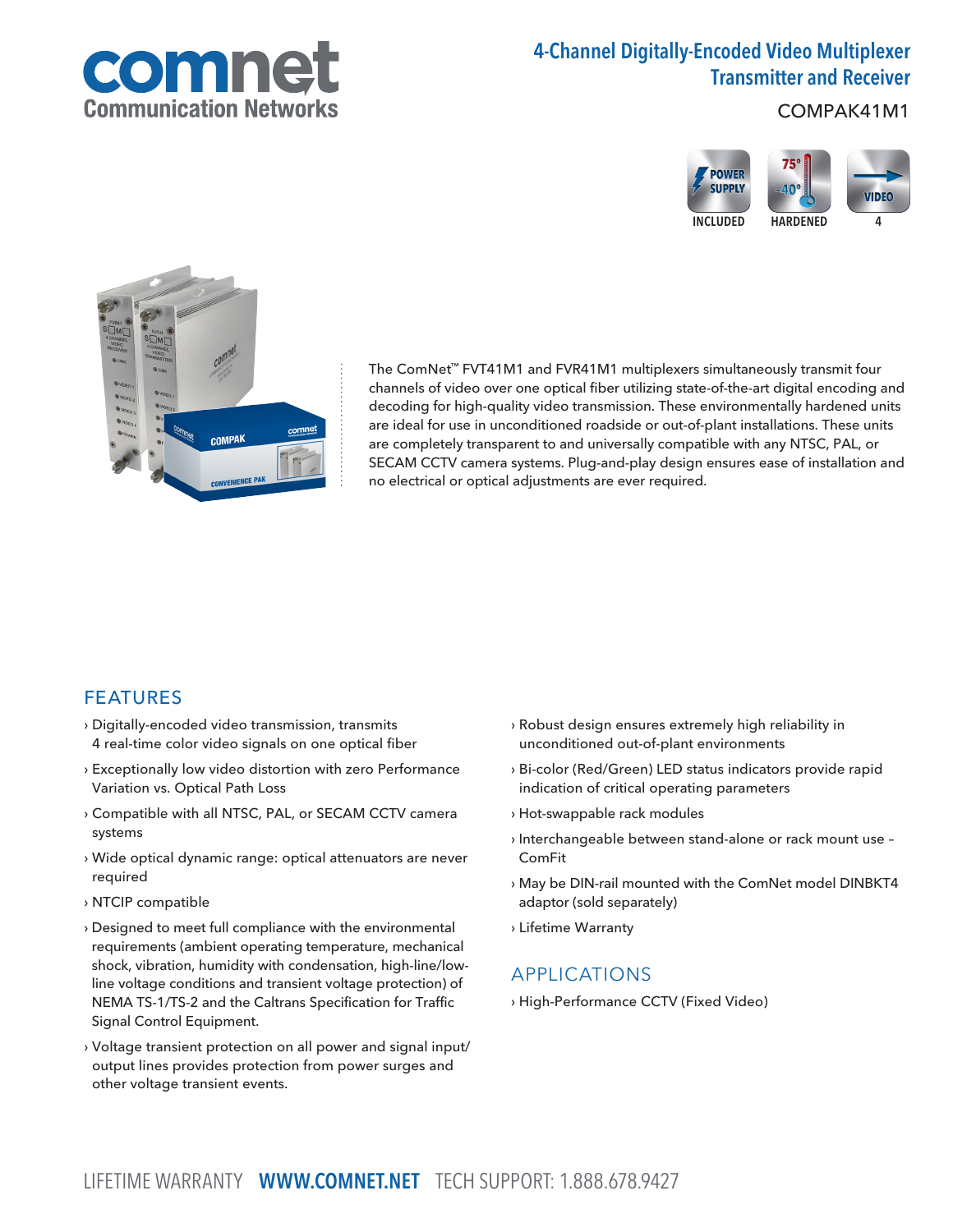# 4-Channel Digitally-Encoded Video Multiplexer Transmitter and Receiver

COMPAK41M1

INCLUDED | HARDENED | 4

The ComNet™ FVT41M1 and FVR41M1 multiplexers simultaneously transmit four channels of video over one optical fiber utilizing state-of-the-art digital encoding and decoding for high-quality video transmission. These environmentally hardened units are ideal for use in unconditioned roadside or out-of-plant installations. These units are completely transparent to and universally compatible with any NTSC, PAL, or SECAM CCTV camera systems. Plug-and-play design ensures ease of installation and no electrical or optical adjustments are ever required.

## FEATURES

› Digitally-encoded video transmission, transmits 4 real-time color video signals on one optical fiber

› Exceptionally low video distortion with zero Performance Variation vs. Optical Path Loss

› Compatible with all NTSC, PAL, or SECAM CCTV camera systems

› Wide optical dynamic range: optical attenuators are never required

› NTCIP compatible

› Designed to meet full compliance with the environmental requirements (ambient operating temperature, mechanical shock, vibration, humidity with condensation, high-line/low-line voltage conditions and transient voltage protection) of NEMA TS-1/TS-2 and the Caltrans Specification for Traffic Signal Control Equipment.

› Voltage transient protection on all power and signal input/output lines provides protection from power surges and other voltage transient events.

› Robust design ensures extremely high reliability in unconditioned out-of-plant environments

› Bi-color (Red/Green) LED status indicators provide rapid indication of critical operating parameters

› Hot-swappable rack modules

› Interchangeable between stand-alone or rack mount use – ComFit

› May be DIN-rail mounted with the ComNet model DINBKT4 adaptor (sold separately)

› Lifetime Warranty

## APPLICATIONS

› High-Performance CCTV (Fixed Video)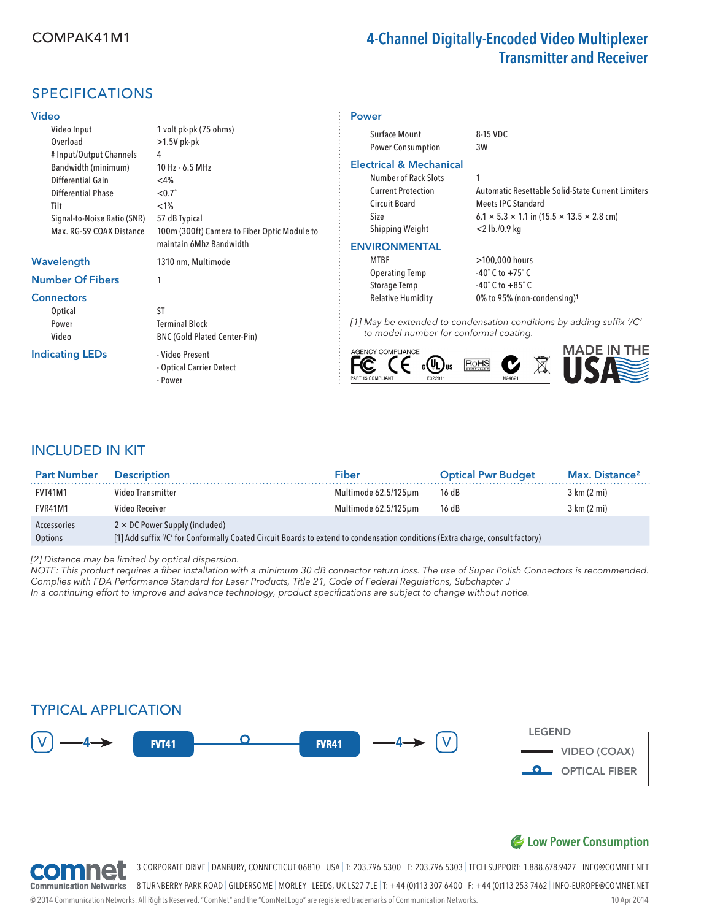COMPAK41M1

# 4-Channel Digitally-Encoded Video Multiplexer Transmitter and Receiver

## SPECIFICATIONS

### Video

| | |
|---|---|
| Video Input | 1 volt pk-pk (75 ohms) |
| Overload | >1.5V pk-pk |
| # Input/Output Channels | 4 |
| Bandwidth (minimum) | 10 Hz - 6.5 MHz |
| Differential Gain | <4% |
| Differential Phase | <0.7˚ |
| Tilt | <1% |
| Signal-to-Noise Ratio (SNR) | 57 dB Typical |
| Max. RG-59 COAX Distance | 100m (300ft) Camera to Fiber Optic Module to maintain 6Mhz Bandwidth |

### Wavelength

1310 nm, Multimode

### Number Of Fibers

1

### Connectors

| | |
|---|---|
| Optical | ST |
| Power | Terminal Block |
| Video | BNC (Gold Plated Center-Pin) |

### Indicating LEDs

- Video Present
- Optical Carrier Detect
- Power

### Power

| | |
|---|---|
| Surface Mount | 8-15 VDC |
| Power Consumption | 3W |

### Electrical & Mechanical

| | |
|---|---|
| Number of Rack Slots | 1 |
| Current Protection | Automatic Resettable Solid-State Current Limiters |
| Circuit Board | Meets IPC Standard |
| Size | 6.1 × 5.3 × 1.1 in (15.5 × 13.5 × 2.8 cm) |
| Shipping Weight | <2 lb./0.9 kg |

### ENVIRONMENTAL

| | |
|---|---|
| MTBF | >100,000 hours |
| Operating Temp | -40˚ C to +75˚ C |
| Storage Temp | -40˚ C to +85˚ C |
| Relative Humidity | 0% to 95% (non-condensing)[1] |

*[1] May be extended to condensation conditions by adding suffix '/C' to model number for conformal coating.*

AGENCY COMPLIANCE

PART 15 COMPLIANT E322911 N24621

MADE IN THE USA

## INCLUDED IN KIT

| Part Number | Description | Fiber | Optical Pwr Budget | Max. Distance[2] |
|---|---|---|---|---|
| FVT41M1 | Video Transmitter | Multimode 62.5/125µm | 16 dB | 3 km (2 mi) |
| FVR41M1 | Video Receiver | Multimode 62.5/125µm | 16 dB | 3 km (2 mi) |
| Accessories | 2 × DC Power Supply (included) | | | |
| Options | [1] Add suffix '/C' for Conformally Coated Circuit Boards to extend to condensation conditions (Extra charge, consult factory) | | | |

*[2] Distance may be limited by optical dispersion.*
*NOTE: This product requires a fiber installation with a minimum 30 dB connector return loss. The use of Super Polish Connectors is recommended.*
*Complies with FDA Performance Standard for Laser Products, Title 21, Code of Federal Regulations, Subchapter J*
*In a continuing effort to improve and advance technology, product specifications are subject to change without notice.*

## TYPICAL APPLICATION

V 4 FVT41 FVR41 4 V

LEGEND
VIDEO (COAX)
OPTICAL FIBER

Low Power Consumption

comnet Communication Networks

3 CORPORATE DRIVE | DANBURY, CONNECTICUT 06810 | USA | T: 203.796.5300 | F: 203.796.5303 | TECH SUPPORT: 1.888.678.9427 | INFO@COMNET.NET
8 TURNBERRY PARK ROAD | GILDERSOME | MORLEY | LEEDS, UK LS27 7LE | T: +44 (0)113 307 6400 | F: +44 (0)113 253 7462 | INFO-EUROPE@COMNET.NET

© 2014 Communication Networks. All Rights Reserved. "ComNet" and the "ComNet Logo" are registered trademarks of Communication Networks. 10 Apr 2014